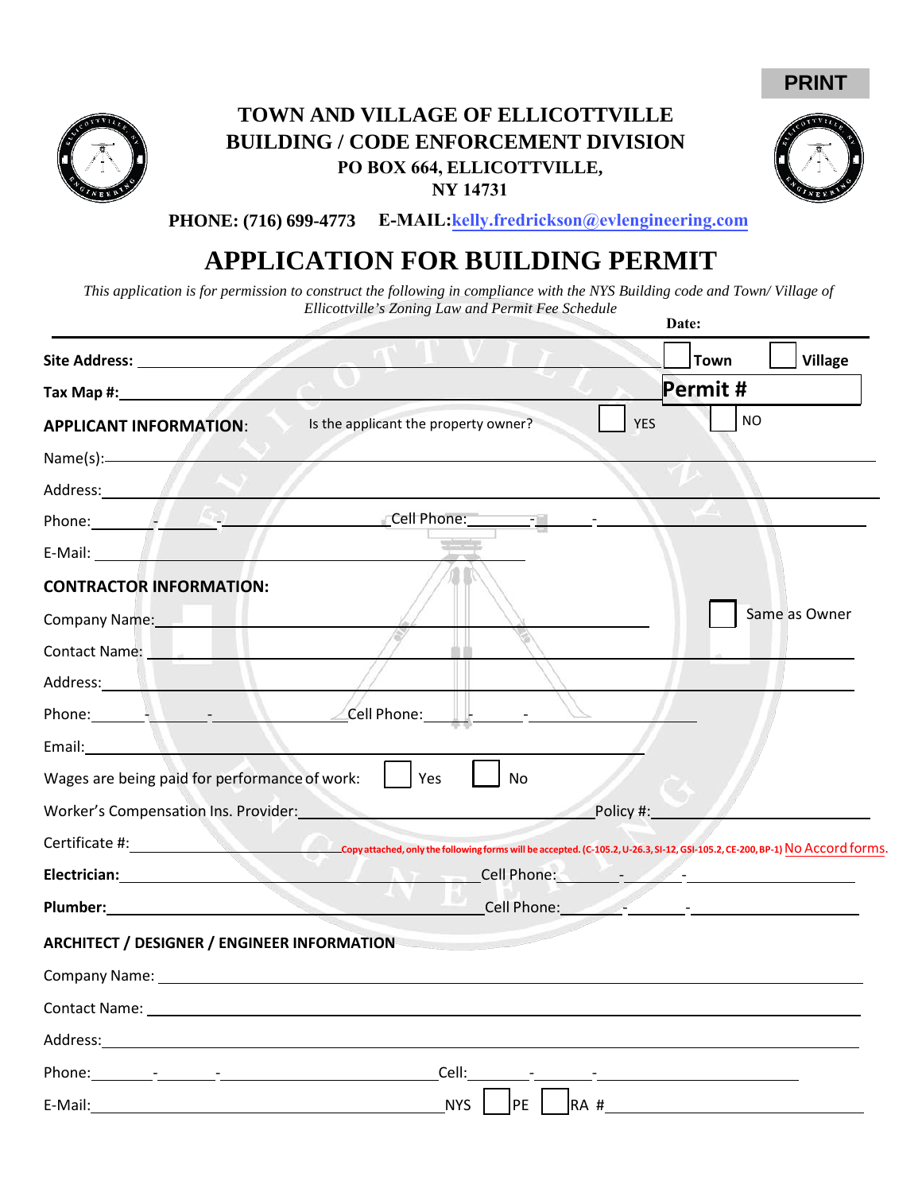PRINT

# TOWN AND VILLAGE OF ELLICOTTVILLE
## BUILDING / CODE ENFORCEMENT DIVISION

**PO BOX 664, ELLICOTTVILLE, NY 14731**

**PHONE: (716) 699-4773 E-MAIL: kelly.fredrickson@evlengineering.com**

# APPLICATION FOR BUILDING PERMIT

*This application is for permission to construct the following in compliance with the NYS Building code and Town/ Village of Ellicottville's Zoning Law and Permit Fee Schedule*

**Date:**

**Site Address:** ______________________ ☐ **Town** ☐ **Village**

**Tax Map #:** ______________________ **Permit #**

**APPLICANT INFORMATION**: Is the applicant the property owner? ☐ YES ☐ NO

Name(s): ______________________

Address: ______________________

Phone: ____-____-______ Cell Phone: ____-____-______

E-Mail: ______________________

**CONTRACTOR INFORMATION:**

Company Name: ______________________ ☐ Same as Owner

Contact Name: ______________________

Address: ______________________

Phone: ____-____-______ Cell Phone: ____-____-______

Email: ______________________

Wages are being paid for performance of work: ☐ Yes ☐ No

Worker's Compensation Ins. Provider: ______________________ Policy #: ____________

Certificate #: ____________ Copy attached, only the following forms will be accepted. (C-105.2, U-26.3, SI-12, GSI-105.2, CE-200, BP-1) No Accord forms.

**Electrician:** ______________________ Cell Phone: ____-____-______

**Plumber:** ______________________ Cell Phone: ____-____-______

**ARCHITECT / DESIGNER / ENGINEER INFORMATION**

Company Name: ______________________

Contact Name: ______________________

Address: ______________________

Phone: ____-____-______ Cell: ____-____-______

E-Mail: ______________________ NYS ☐ PE ☐ RA # ____________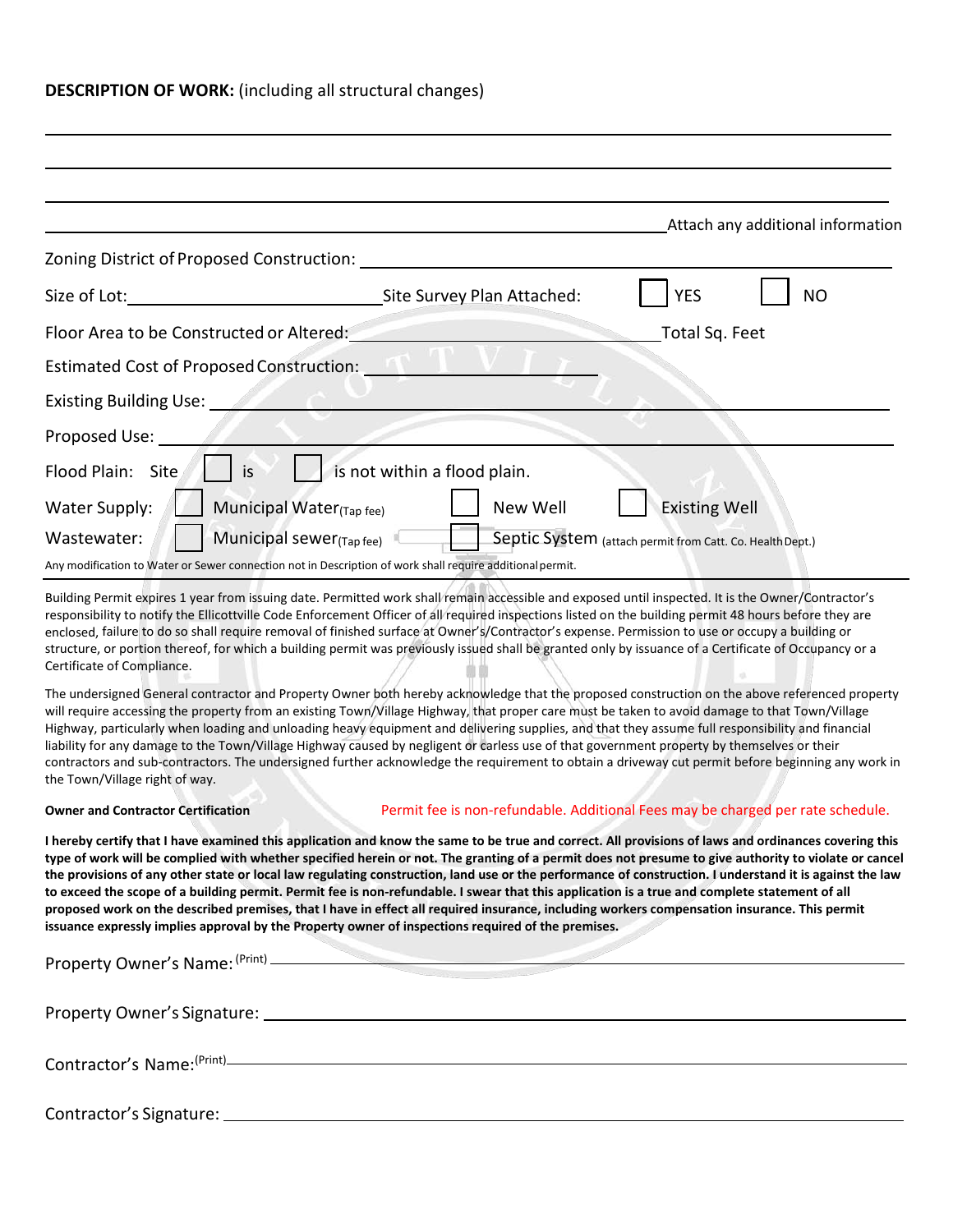**DESCRIPTION OF WORK:** (including all structural changes)

\_\_\_\_\_\_\_\_\_\_\_\_\_\_\_\_\_\_\_\_\_\_\_\_\_\_\_\_\_\_\_\_\_\_\_\_\_\_\_\_\_\_\_\_\_\_\_\_\_\_\_\_\_\_\_\_\_\_\_\_

\_\_\_\_\_\_\_\_\_\_\_\_\_\_\_\_\_\_\_\_\_\_\_\_\_\_\_\_\_\_\_\_\_\_\_\_\_\_\_\_\_\_\_\_\_\_\_\_\_\_\_\_\_\_\_\_\_\_\_\_

\_\_\_\_\_\_\_\_\_\_\_\_\_\_\_\_\_\_\_\_\_\_\_\_\_\_\_\_\_\_\_\_\_\_\_\_\_\_\_\_\_\_\_\_\_\_\_\_\_\_\_\_\_\_\_\_\_\_\_\_

\_\_\_\_\_\_\_\_\_\_\_\_\_\_\_\_\_\_\_\_\_\_\_\_\_\_\_\_\_\_\_\_\_\_\_\_\_\_\_\_\_\_\_\_\_\_\_\_ Attach any additional information

Zoning District of Proposed Construction: \_\_\_\_\_\_\_\_\_\_\_\_\_\_\_\_\_\_\_\_\_\_\_\_\_\_\_\_\_\_\_\_

Size of Lot: \_\_\_\_\_\_\_\_\_\_\_\_\_\_\_\_\_\_\_\_ Site Survey Plan Attached: ☐ YES ☐ NO

Floor Area to be Constructed or Altered: \_\_\_\_\_\_\_\_\_\_\_\_\_\_\_\_\_\_\_\_\_\_\_\_ Total Sq. Feet

Estimated Cost of Proposed Construction: \_\_\_\_\_\_\_\_\_\_\_\_\_\_\_\_\_\_\_\_\_\_\_\_

Existing Building Use: \_\_\_\_\_\_\_\_\_\_\_\_\_\_\_\_\_\_\_\_\_\_\_\_\_\_\_\_\_\_\_\_\_\_\_\_\_\_\_\_\_\_\_\_\_\_\_\_

Proposed Use: \_\_\_\_\_\_\_\_\_\_\_\_\_\_\_\_\_\_\_\_\_\_\_\_\_\_\_\_\_\_\_\_\_\_\_\_\_\_\_\_\_\_\_\_\_\_\_\_\_\_\_\_\_\_

Flood Plain: Site ☐ is ☐ is not within a flood plain.

Water Supply: ☐ Municipal Water (Tap fee) ☐ New Well ☐ Existing Well

Wastewater: ☐ Municipal sewer (Tap fee) ☐ Septic System (attach permit from Catt. Co. Health Dept.)

Any modification to Water or Sewer connection not in Description of work shall require additional permit.

Building Permit expires 1 year from issuing date. Permitted work shall remain accessible and exposed until inspected. It is the Owner/Contractor's responsibility to notify the Ellicottville Code Enforcement Officer of all required inspections listed on the building permit 48 hours before they are enclosed, failure to do so shall require removal of finished surface at Owner's/Contractor's expense. Permission to use or occupy a building or structure, or portion thereof, for which a building permit was previously issued shall be granted only by issuance of a Certificate of Occupancy or a Certificate of Compliance.

The undersigned General contractor and Property Owner both hereby acknowledge that the proposed construction on the above referenced property will require accessing the property from an existing Town/Village Highway, that proper care must be taken to avoid damage to that Town/Village Highway, particularly when loading and unloading heavy equipment and delivering supplies, and that they assume full responsibility and financial liability for any damage to the Town/Village Highway caused by negligent or carless use of that government property by themselves or their contractors and sub-contractors. The undersigned further acknowledge the requirement to obtain a driveway cut permit before beginning any work in the Town/Village right of way.

**Owner and Contractor Certification**

Permit fee is non-refundable. Additional Fees may be charged per rate schedule.

**I hereby certify that I have examined this application and know the same to be true and correct. All provisions of laws and ordinances covering this type of work will be complied with whether specified herein or not. The granting of a permit does not presume to give authority to violate or cancel the provisions of any other state or local law regulating construction, land use or the performance of construction. I understand it is against the law to exceed the scope of a building permit. Permit fee is non-refundable. I swear that this application is a true and complete statement of all proposed work on the described premises, that I have in effect all required insurance, including workers compensation insurance. This permit issuance expressly implies approval by the Property owner of inspections required of the premises.**

Property Owner's Name: (Print) \_\_\_\_\_\_\_\_\_\_\_\_\_\_\_\_\_\_\_\_\_\_\_\_\_\_\_\_\_\_\_\_\_\_\_\_\_\_\_\_

Property Owner's Signature: \_\_\_\_\_\_\_\_\_\_\_\_\_\_\_\_\_\_\_\_\_\_\_\_\_\_\_\_\_\_\_\_\_\_\_\_\_\_\_\_

Contractor's Name: (Print) \_\_\_\_\_\_\_\_\_\_\_\_\_\_\_\_\_\_\_\_\_\_\_\_\_\_\_\_\_\_\_\_\_\_\_\_\_\_\_\_

Contractor's Signature: \_\_\_\_\_\_\_\_\_\_\_\_\_\_\_\_\_\_\_\_\_\_\_\_\_\_\_\_\_\_\_\_\_\_\_\_\_\_\_\_